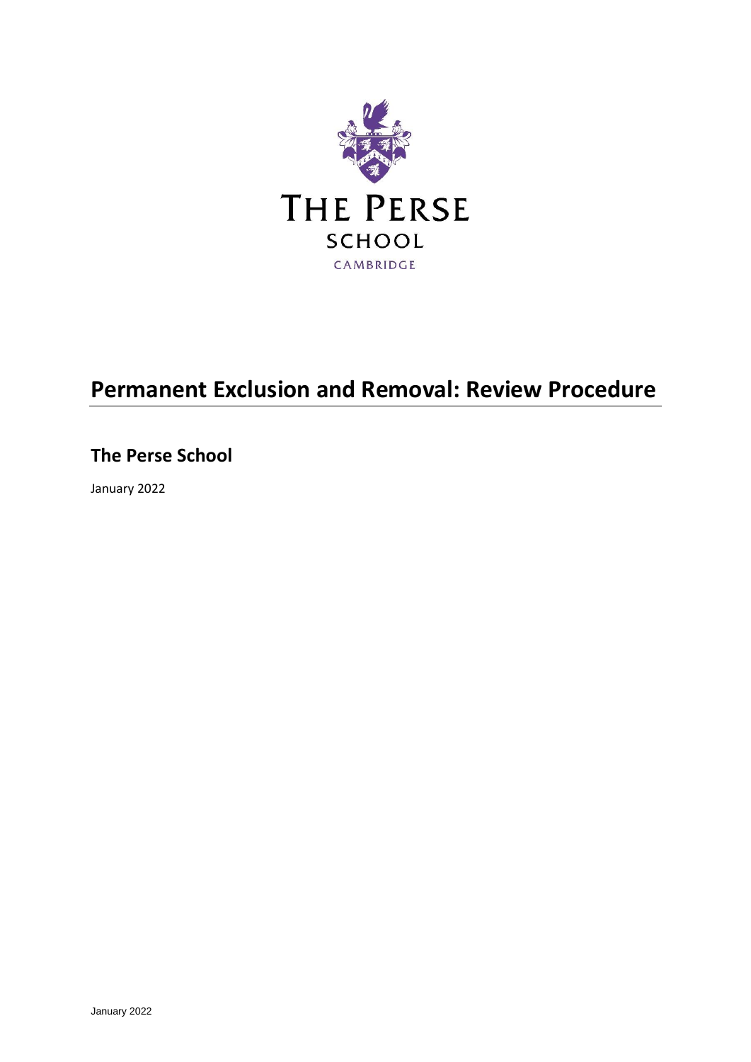THE PERSE

SCHOOL

CAMBRIDGE

# Permanent Exclusion and Removal: Review Procedure

## The Perse School

January 2022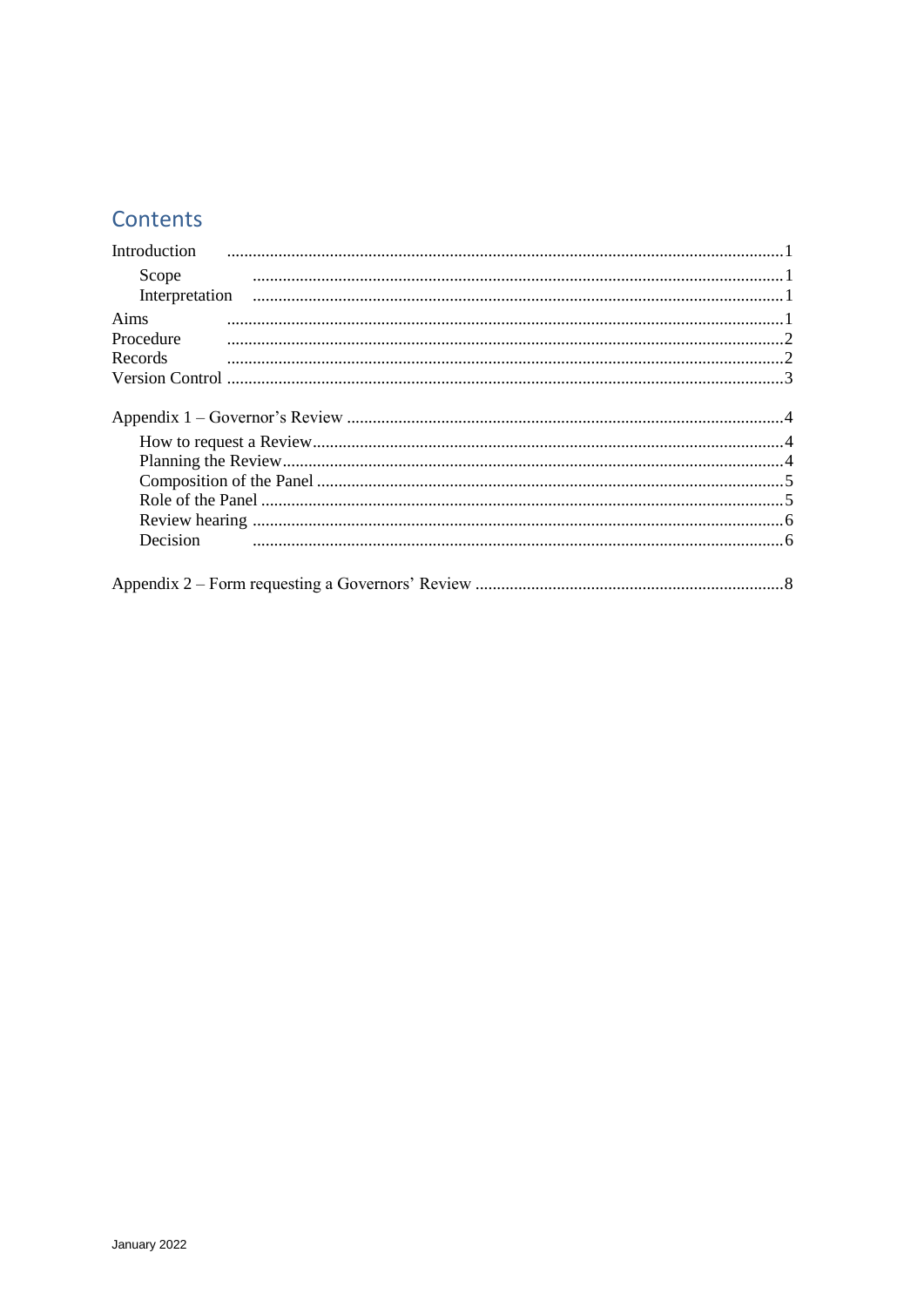## Contents

- Introduction ........ 1
  - Scope ........ 1
  - Interpretation ........ 1
- Aims ........ 1
- Procedure ........ 2
- Records ........ 2
- Version Control ........ 3

- Appendix 1 – Governor's Review ........ 4
  - How to request a Review ........ 4
  - Planning the Review ........ 4
  - Composition of the Panel ........ 5
  - Role of the Panel ........ 5
  - Review hearing ........ 6
  - Decision ........ 6

- Appendix 2 – Form requesting a Governors' Review ........ 8

January 2022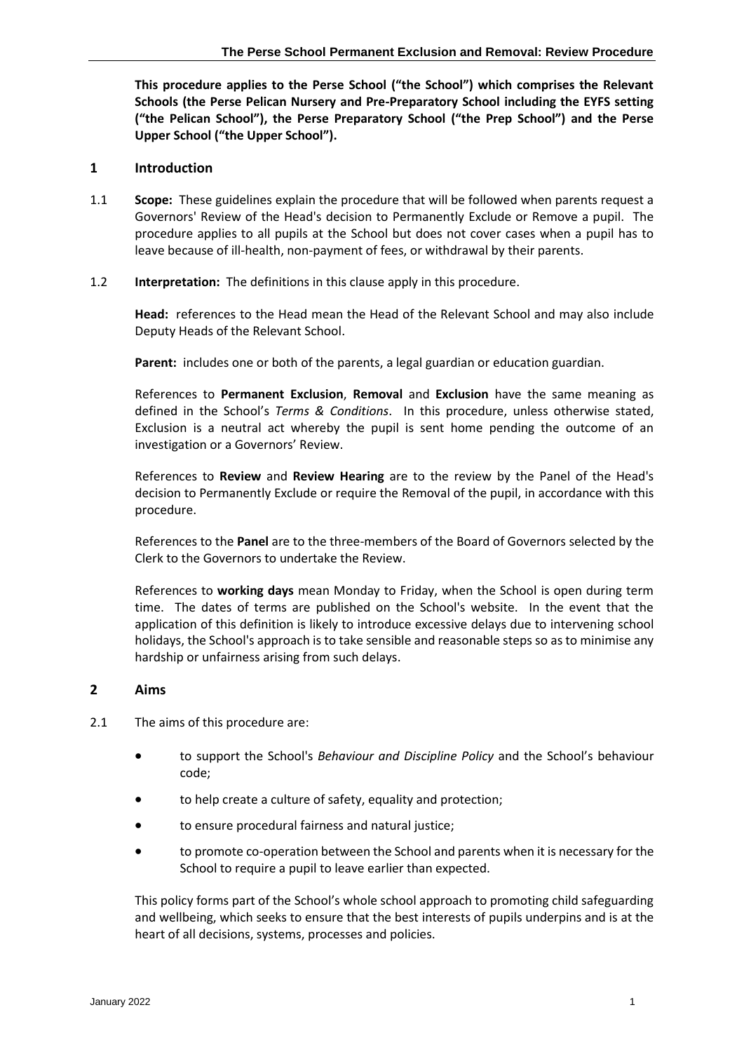**This procedure applies to the Perse School ("the School") which comprises the Relevant Schools (the Perse Pelican Nursery and Pre-Preparatory School including the EYFS setting ("the Pelican School"), the Perse Preparatory School ("the Prep School") and the Perse Upper School ("the Upper School").**

## 1 Introduction

1.1 **Scope:** These guidelines explain the procedure that will be followed when parents request a Governors' Review of the Head's decision to Permanently Exclude or Remove a pupil. The procedure applies to all pupils at the School but does not cover cases when a pupil has to leave because of ill-health, non-payment of fees, or withdrawal by their parents.

1.2 **Interpretation:** The definitions in this clause apply in this procedure.

**Head:** references to the Head mean the Head of the Relevant School and may also include Deputy Heads of the Relevant School.

**Parent:** includes one or both of the parents, a legal guardian or education guardian.

References to **Permanent Exclusion**, **Removal** and **Exclusion** have the same meaning as defined in the School's *Terms & Conditions*. In this procedure, unless otherwise stated, Exclusion is a neutral act whereby the pupil is sent home pending the outcome of an investigation or a Governors' Review.

References to **Review** and **Review Hearing** are to the review by the Panel of the Head's decision to Permanently Exclude or require the Removal of the pupil, in accordance with this procedure.

References to the **Panel** are to the three-members of the Board of Governors selected by the Clerk to the Governors to undertake the Review.

References to **working days** mean Monday to Friday, when the School is open during term time. The dates of terms are published on the School's website. In the event that the application of this definition is likely to introduce excessive delays due to intervening school holidays, the School's approach is to take sensible and reasonable steps so as to minimise any hardship or unfairness arising from such delays.

## 2 Aims

2.1 The aims of this procedure are:

- to support the School's *Behaviour and Discipline Policy* and the School's behaviour code;
- to help create a culture of safety, equality and protection;
- to ensure procedural fairness and natural justice;
- to promote co-operation between the School and parents when it is necessary for the School to require a pupil to leave earlier than expected.

This policy forms part of the School's whole school approach to promoting child safeguarding and wellbeing, which seeks to ensure that the best interests of pupils underpins and is at the heart of all decisions, systems, processes and policies.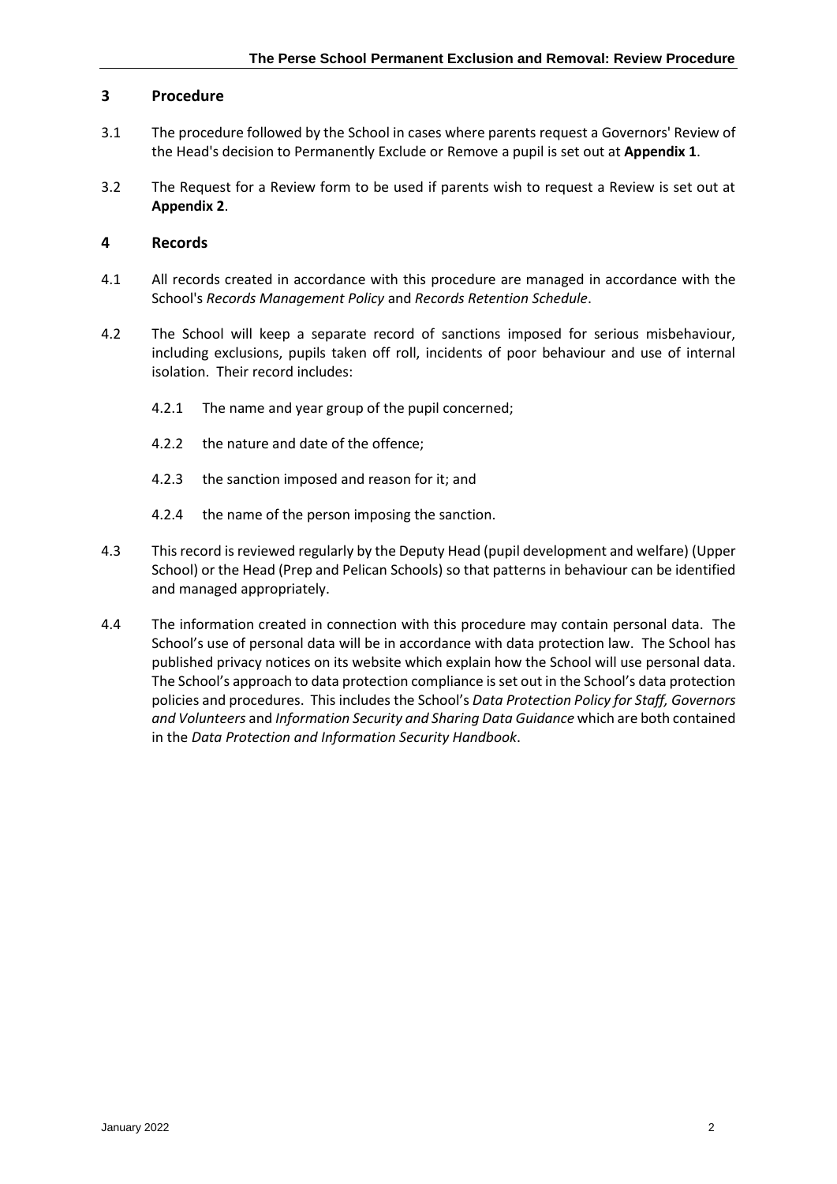## 3 Procedure

3.1 The procedure followed by the School in cases where parents request a Governors' Review of the Head's decision to Permanently Exclude or Remove a pupil is set out at **Appendix 1**.

3.2 The Request for a Review form to be used if parents wish to request a Review is set out at **Appendix 2**.

## 4 Records

4.1 All records created in accordance with this procedure are managed in accordance with the School's *Records Management Policy* and *Records Retention Schedule*.

4.2 The School will keep a separate record of sanctions imposed for serious misbehaviour, including exclusions, pupils taken off roll, incidents of poor behaviour and use of internal isolation. Their record includes:

4.2.1 The name and year group of the pupil concerned;

4.2.2 the nature and date of the offence;

4.2.3 the sanction imposed and reason for it; and

4.2.4 the name of the person imposing the sanction.

4.3 This record is reviewed regularly by the Deputy Head (pupil development and welfare) (Upper School) or the Head (Prep and Pelican Schools) so that patterns in behaviour can be identified and managed appropriately.

4.4 The information created in connection with this procedure may contain personal data. The School's use of personal data will be in accordance with data protection law. The School has published privacy notices on its website which explain how the School will use personal data. The School's approach to data protection compliance is set out in the School's data protection policies and procedures. This includes the School's *Data Protection Policy for Staff, Governors and Volunteers* and *Information Security and Sharing Data Guidance* which are both contained in the *Data Protection and Information Security Handbook*.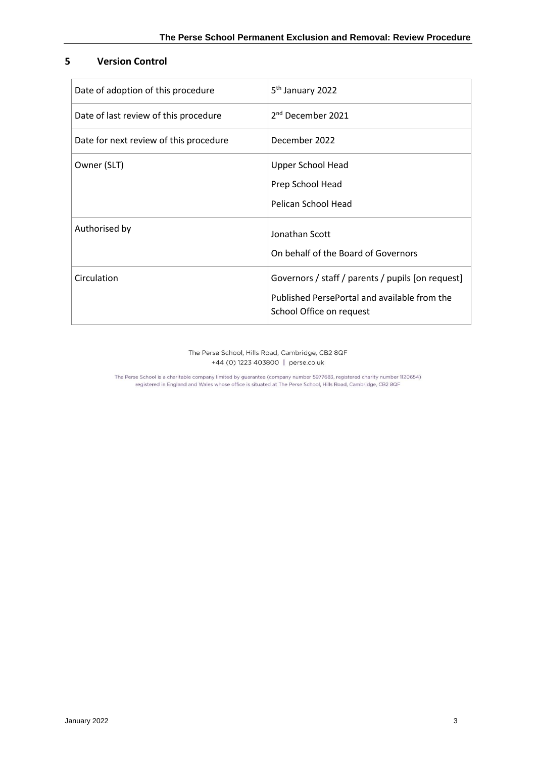## 5 Version Control

| Date of adoption of this procedure | 5th January 2022 |
| --- | --- |
| Date of last review of this procedure | 2nd December 2021 |
| Date for next review of this procedure | December 2022 |
| Owner (SLT) | Upper School Head<br>Prep School Head<br>Pelican School Head |
| Authorised by | Jonathan Scott<br>On behalf of the Board of Governors |
| Circulation | Governors / staff / parents / pupils [on request]<br>Published PersePortal and available from the School Office on request |

The Perse School, Hills Road, Cambridge, CB2 8QF
+44 (0) 1223 403800 | perse.co.uk

The Perse School is a charitable company limited by guarantee (company number 5977683, registered charity number 1120654) registered in England and Wales whose office is situated at The Perse School, Hills Road, Cambridge, CB2 8QF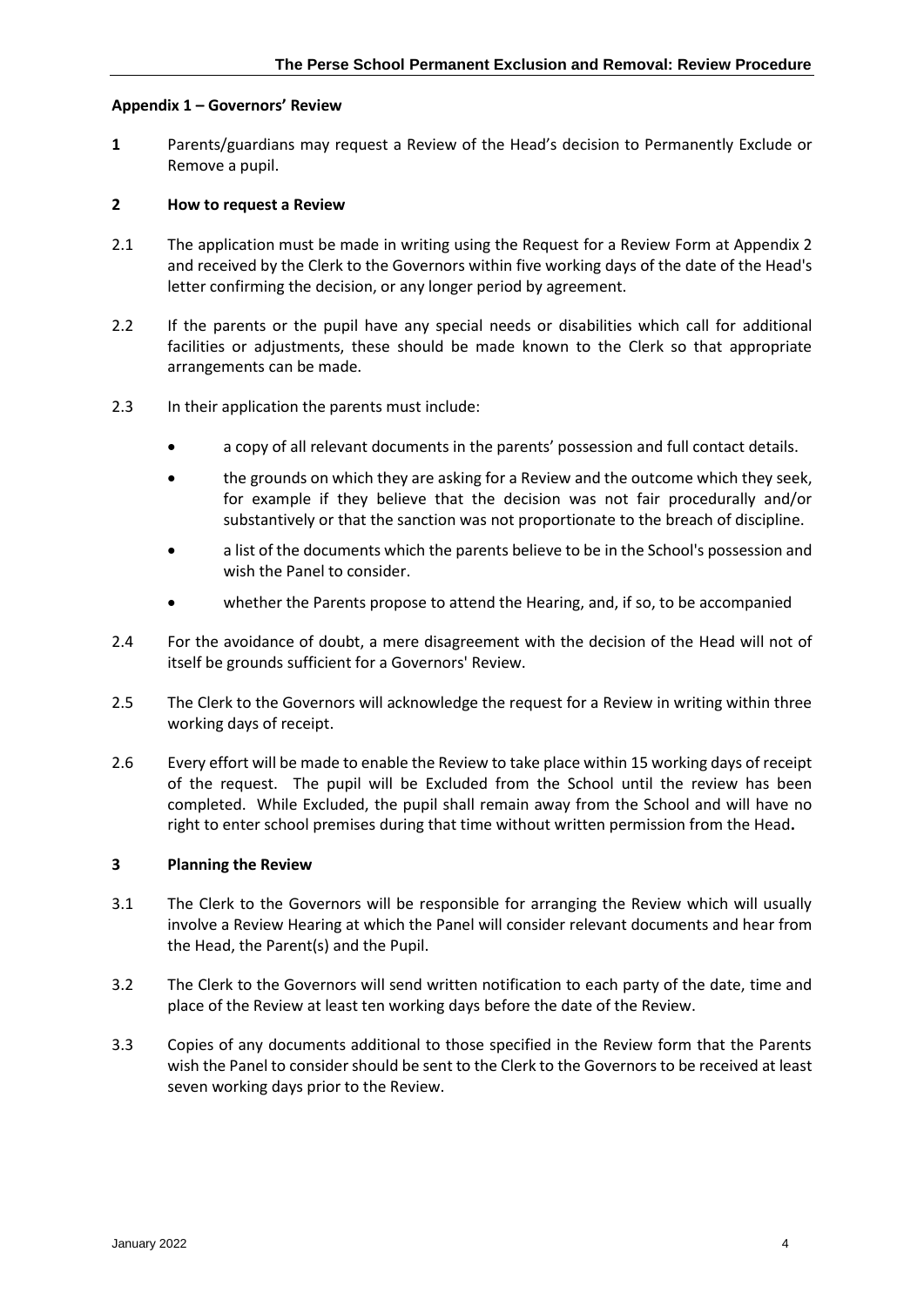### Appendix 1 – Governors' Review

**1** Parents/guardians may request a Review of the Head's decision to Permanently Exclude or Remove a pupil.

**2 How to request a Review**

2.1 The application must be made in writing using the Request for a Review Form at Appendix 2 and received by the Clerk to the Governors within five working days of the date of the Head's letter confirming the decision, or any longer period by agreement.

2.2 If the parents or the pupil have any special needs or disabilities which call for additional facilities or adjustments, these should be made known to the Clerk so that appropriate arrangements can be made.

2.3 In their application the parents must include:

- a copy of all relevant documents in the parents' possession and full contact details.
- the grounds on which they are asking for a Review and the outcome which they seek, for example if they believe that the decision was not fair procedurally and/or substantively or that the sanction was not proportionate to the breach of discipline.
- a list of the documents which the parents believe to be in the School's possession and wish the Panel to consider.
- whether the Parents propose to attend the Hearing, and, if so, to be accompanied

2.4 For the avoidance of doubt, a mere disagreement with the decision of the Head will not of itself be grounds sufficient for a Governors' Review.

2.5 The Clerk to the Governors will acknowledge the request for a Review in writing within three working days of receipt.

2.6 Every effort will be made to enable the Review to take place within 15 working days of receipt of the request. The pupil will be Excluded from the School until the review has been completed. While Excluded, the pupil shall remain away from the School and will have no right to enter school premises during that time without written permission from the Head**.**

**3 Planning the Review**

3.1 The Clerk to the Governors will be responsible for arranging the Review which will usually involve a Review Hearing at which the Panel will consider relevant documents and hear from the Head, the Parent(s) and the Pupil.

3.2 The Clerk to the Governors will send written notification to each party of the date, time and place of the Review at least ten working days before the date of the Review.

3.3 Copies of any documents additional to those specified in the Review form that the Parents wish the Panel to consider should be sent to the Clerk to the Governors to be received at least seven working days prior to the Review.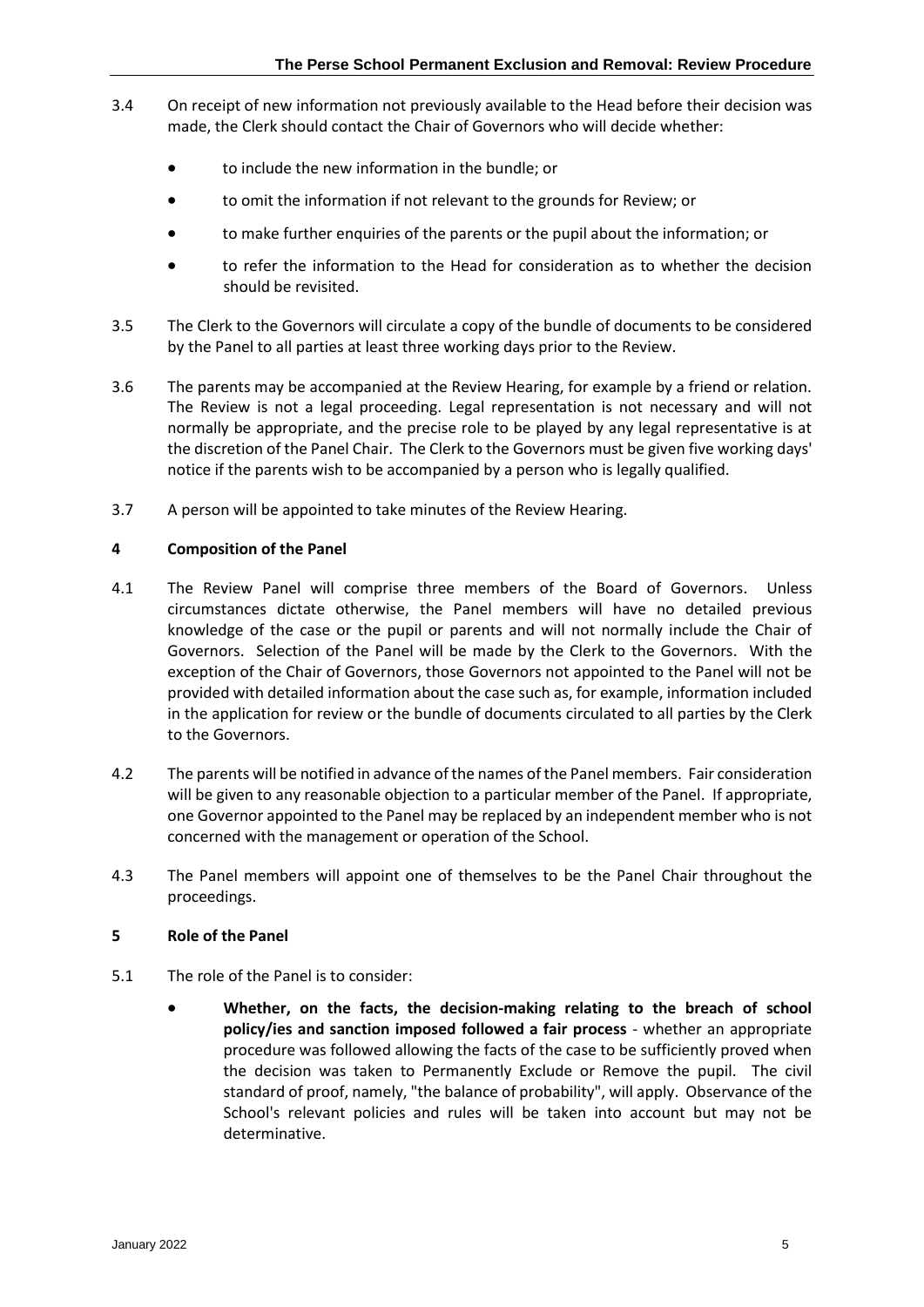3.4 On receipt of new information not previously available to the Head before their decision was made, the Clerk should contact the Chair of Governors who will decide whether:

- to include the new information in the bundle; or
- to omit the information if not relevant to the grounds for Review; or
- to make further enquiries of the parents or the pupil about the information; or
- to refer the information to the Head for consideration as to whether the decision should be revisited.

3.5 The Clerk to the Governors will circulate a copy of the bundle of documents to be considered by the Panel to all parties at least three working days prior to the Review.

3.6 The parents may be accompanied at the Review Hearing, for example by a friend or relation. The Review is not a legal proceeding. Legal representation is not necessary and will not normally be appropriate, and the precise role to be played by any legal representative is at the discretion of the Panel Chair. The Clerk to the Governors must be given five working days' notice if the parents wish to be accompanied by a person who is legally qualified.

3.7 A person will be appointed to take minutes of the Review Hearing.

## 4 Composition of the Panel

4.1 The Review Panel will comprise three members of the Board of Governors. Unless circumstances dictate otherwise, the Panel members will have no detailed previous knowledge of the case or the pupil or parents and will not normally include the Chair of Governors. Selection of the Panel will be made by the Clerk to the Governors. With the exception of the Chair of Governors, those Governors not appointed to the Panel will not be provided with detailed information about the case such as, for example, information included in the application for review or the bundle of documents circulated to all parties by the Clerk to the Governors.

4.2 The parents will be notified in advance of the names of the Panel members. Fair consideration will be given to any reasonable objection to a particular member of the Panel. If appropriate, one Governor appointed to the Panel may be replaced by an independent member who is not concerned with the management or operation of the School.

4.3 The Panel members will appoint one of themselves to be the Panel Chair throughout the proceedings.

## 5 Role of the Panel

5.1 The role of the Panel is to consider:

- **Whether, on the facts, the decision-making relating to the breach of school policy/ies and sanction imposed followed a fair process** - whether an appropriate procedure was followed allowing the facts of the case to be sufficiently proved when the decision was taken to Permanently Exclude or Remove the pupil. The civil standard of proof, namely, "the balance of probability", will apply. Observance of the School's relevant policies and rules will be taken into account but may not be determinative.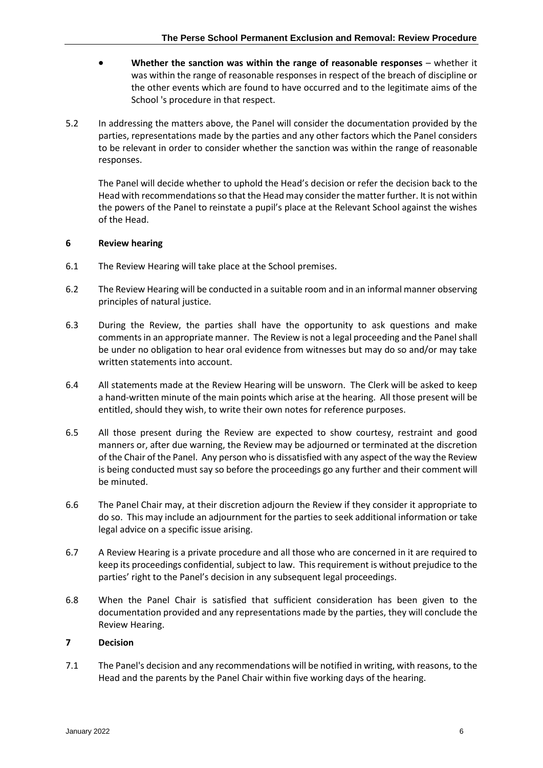- **Whether the sanction was within the range of reasonable responses** – whether it was within the range of reasonable responses in respect of the breach of discipline or the other events which are found to have occurred and to the legitimate aims of the School 's procedure in that respect.

5.2 In addressing the matters above, the Panel will consider the documentation provided by the parties, representations made by the parties and any other factors which the Panel considers to be relevant in order to consider whether the sanction was within the range of reasonable responses.

The Panel will decide whether to uphold the Head's decision or refer the decision back to the Head with recommendations so that the Head may consider the matter further. It is not within the powers of the Panel to reinstate a pupil's place at the Relevant School against the wishes of the Head.

## 6 Review hearing

6.1 The Review Hearing will take place at the School premises.

6.2 The Review Hearing will be conducted in a suitable room and in an informal manner observing principles of natural justice.

6.3 During the Review, the parties shall have the opportunity to ask questions and make comments in an appropriate manner. The Review is not a legal proceeding and the Panel shall be under no obligation to hear oral evidence from witnesses but may do so and/or may take written statements into account.

6.4 All statements made at the Review Hearing will be unsworn. The Clerk will be asked to keep a hand-written minute of the main points which arise at the hearing. All those present will be entitled, should they wish, to write their own notes for reference purposes.

6.5 All those present during the Review are expected to show courtesy, restraint and good manners or, after due warning, the Review may be adjourned or terminated at the discretion of the Chair of the Panel. Any person who is dissatisfied with any aspect of the way the Review is being conducted must say so before the proceedings go any further and their comment will be minuted.

6.6 The Panel Chair may, at their discretion adjourn the Review if they consider it appropriate to do so. This may include an adjournment for the parties to seek additional information or take legal advice on a specific issue arising.

6.7 A Review Hearing is a private procedure and all those who are concerned in it are required to keep its proceedings confidential, subject to law. This requirement is without prejudice to the parties' right to the Panel's decision in any subsequent legal proceedings.

6.8 When the Panel Chair is satisfied that sufficient consideration has been given to the documentation provided and any representations made by the parties, they will conclude the Review Hearing.

## 7 Decision

7.1 The Panel's decision and any recommendations will be notified in writing, with reasons, to the Head and the parents by the Panel Chair within five working days of the hearing.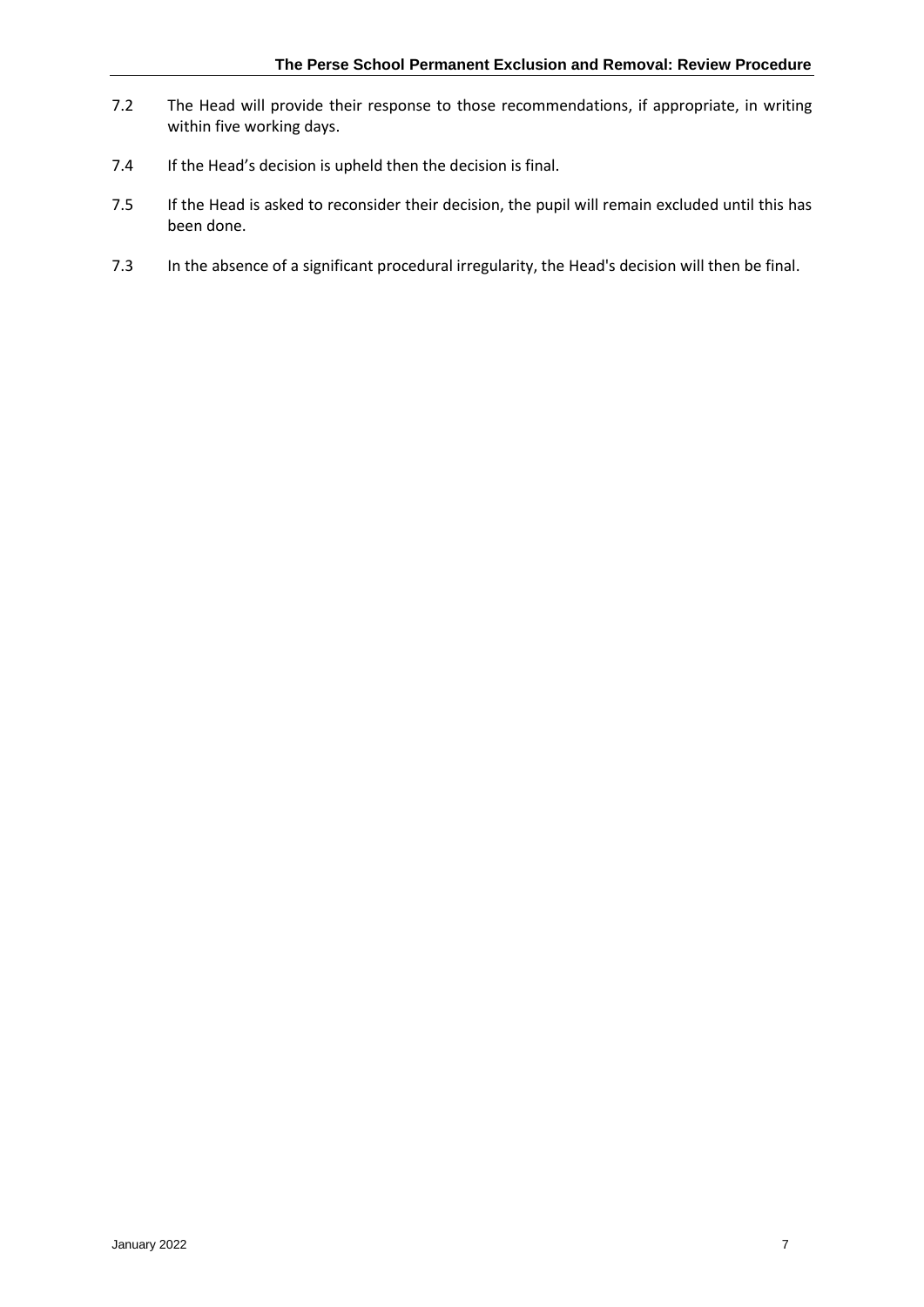7.2 The Head will provide their response to those recommendations, if appropriate, in writing within five working days.

7.4 If the Head's decision is upheld then the decision is final.

7.5 If the Head is asked to reconsider their decision, the pupil will remain excluded until this has been done.

7.3 In the absence of a significant procedural irregularity, the Head's decision will then be final.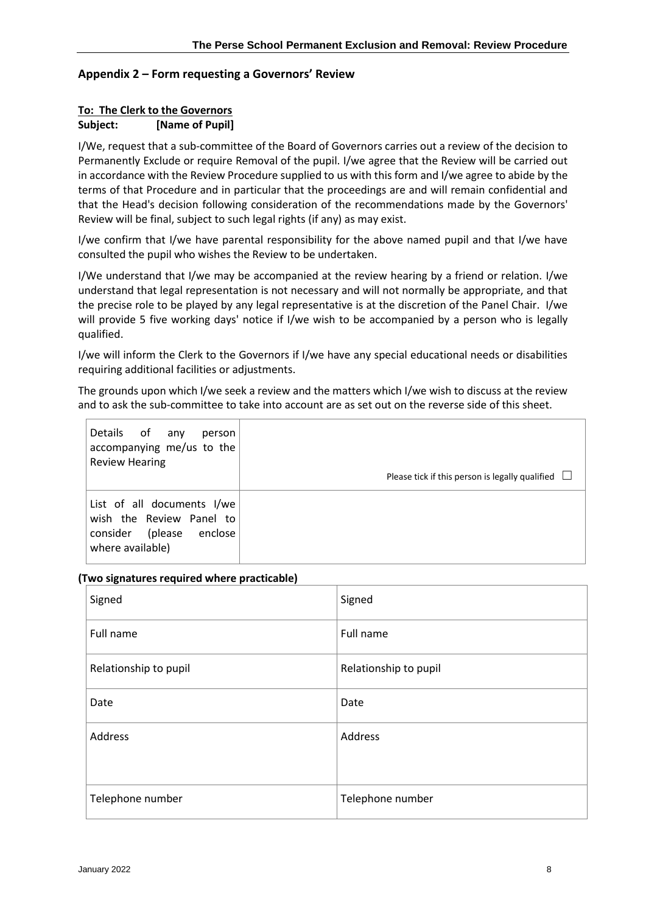## Appendix 2 – Form requesting a Governors' Review

**To: The Clerk to the Governors**
**Subject: [Name of Pupil]**

I/We, request that a sub-committee of the Board of Governors carries out a review of the decision to Permanently Exclude or require Removal of the pupil. I/we agree that the Review will be carried out in accordance with the Review Procedure supplied to us with this form and I/we agree to abide by the terms of that Procedure and in particular that the proceedings are and will remain confidential and that the Head's decision following consideration of the recommendations made by the Governors' Review will be final, subject to such legal rights (if any) as may exist.

I/we confirm that I/we have parental responsibility for the above named pupil and that I/we have consulted the pupil who wishes the Review to be undertaken.

I/We understand that I/we may be accompanied at the review hearing by a friend or relation. I/we understand that legal representation is not necessary and will not normally be appropriate, and that the precise role to be played by any legal representative is at the discretion of the Panel Chair. I/we will provide 5 five working days' notice if I/we wish to be accompanied by a person who is legally qualified.

I/we will inform the Clerk to the Governors if I/we have any special educational needs or disabilities requiring additional facilities or adjustments.

The grounds upon which I/we seek a review and the matters which I/we wish to discuss at the review and to ask the sub-committee to take into account are as set out on the reverse side of this sheet.

| | |
|---|---|
| Details of any person accompanying me/us to the Review Hearing | Please tick if this person is legally qualified ☐ |
| List of all documents I/we wish the Review Panel to consider (please enclose where available) | |

**(Two signatures required where practicable)**

| | |
|---|---|
| Signed | Signed |
| Full name | Full name |
| Relationship to pupil | Relationship to pupil |
| Date | Date |
| Address | Address |
| Telephone number | Telephone number |